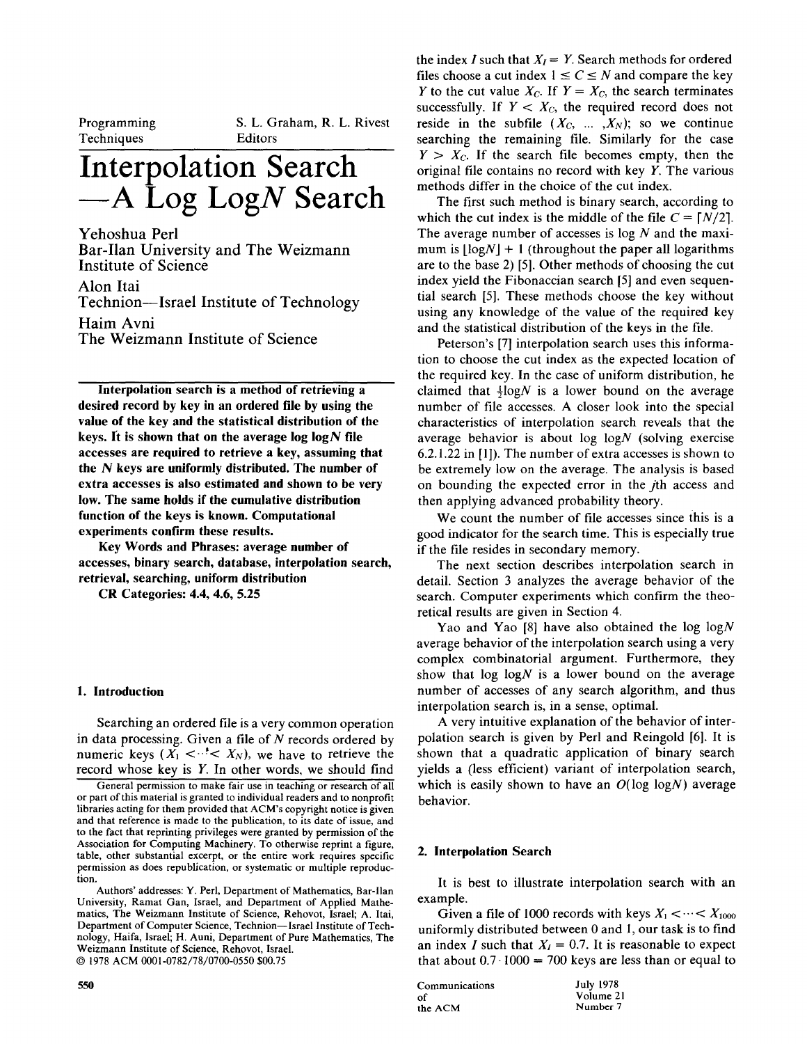Programming Techniques

S. L. Graham, R. L. Rivest Editors

# Interpolation Search —A Log Log$N$ Search

Yehoshua Perl
Bar-Ilan University and The Weizmann Institute of Science

Alon Itai
Technion—Israel Institute of Technology

Haim Avni
The Weizmann Institute of Science

**Interpolation search is a method of retrieving a desired record by key in an ordered file by using the value of the key and the statistical distribution of the keys. It is shown that on the average log log$N$ file accesses are required to retrieve a key, assuming that the $N$ keys are uniformly distributed. The number of extra accesses is also estimated and shown to be very low. The same holds if the cumulative distribution function of the keys is known. Computational experiments confirm these results.**

**Key Words and Phrases: average number of accesses, binary search, database, interpolation search, retrieval, searching, uniform distribution**

**CR Categories: 4.4, 4.6, 5.25**

General permission to make fair use in teaching or research of all or part of this material is granted to individual readers and to nonprofit libraries acting for them provided that ACM's copyright notice is given and that reference is made to the publication, to its date of issue, and to the fact that reprinting privileges were granted by permission of the Association for Computing Machinery. To otherwise reprint a figure, table, other substantial excerpt, or the entire work requires specific permission as does republication, or systematic or multiple reproduction.

Authors' addresses: Y. Perl, Department of Mathematics, Bar-Ilan University, Ramat Gan, Israel, and Department of Applied Mathematics, The Weizmann Institute of Science, Rehovot, Israel; A. Itai, Department of Computer Science, Technion—Israel Institute of Technology, Haifa, Israel; H. Avni, Department of Pure Mathematics, The Weizmann Institute of Science, Rehovot, Israel.

© 1978 ACM 0001-0782/78/0700-0550 $00.75

## 1. Introduction

Searching an ordered file is a very common operation in data processing. Given a file of $N$ records ordered by numeric keys ($X_1 < \cdots < X_N$), we have to retrieve the record whose key is $Y$. In other words, we should find the index $I$ such that $X_I = Y$. Search methods for ordered files choose a cut index $1 \leq C \leq N$ and compare the key $Y$ to the cut value $X_C$. If $Y = X_C$, the search terminates successfully. If $Y < X_C$, the required record does not reside in the subfile $(X_C, \ldots, X_N)$; so we continue searching the remaining file. Similarly for the case $Y > X_C$. If the search file becomes empty, then the original file contains no record with key $Y$. The various methods differ in the choice of the cut index.

The first such method is binary search, according to which the cut index is the middle of the file $C = \lceil N/2 \rceil$. The average number of accesses is log $N$ and the maximum is $\lfloor \log N \rfloor + 1$ (throughout the paper all logarithms are to the base 2) [5]. Other methods of choosing the cut index yield the Fibonaccian search [5] and even sequential search [5]. These methods choose the key without using any knowledge of the value of the required key and the statistical distribution of the keys in the file.

Peterson's [7] interpolation search uses this information to choose the cut index as the expected location of the required key. In the case of uniform distribution, he claimed that $\frac{1}{2}\log N$ is a lower bound on the average number of file accesses. A closer look into the special characteristics of interpolation search reveals that the average behavior is about log log$N$ (solving exercise 6.2.1.22 in [1]). The number of extra accesses is shown to be extremely low on the average. The analysis is based on bounding the expected error in the $j$th access and then applying advanced probability theory.

We count the number of file accesses since this is a good indicator for the search time. This is especially true if the file resides in secondary memory.

The next section describes interpolation search in detail. Section 3 analyzes the average behavior of the search. Computer experiments which confirm the theoretical results are given in Section 4.

Yao and Yao [8] have also obtained the log log$N$ average behavior of the interpolation search using a very complex combinatorial argument. Furthermore, they show that log log$N$ is a lower bound on the average number of accesses of any search algorithm, and thus interpolation search is, in a sense, optimal.

A very intuitive explanation of the behavior of interpolation search is given by Perl and Reingold [6]. It is shown that a quadratic application of binary search yields a (less efficient) variant of interpolation search, which is easily shown to have an $O(\log \log N)$ average behavior.

## 2. Interpolation Search

It is best to illustrate interpolation search with an example.

Given a file of 1000 records with keys $X_1 < \cdots < X_{1000}$ uniformly distributed between 0 and 1, our task is to find an index $I$ such that $X_I = 0.7$. It is reasonable to expect that about $0.7 \cdot 1000 = 700$ keys are less than or equal to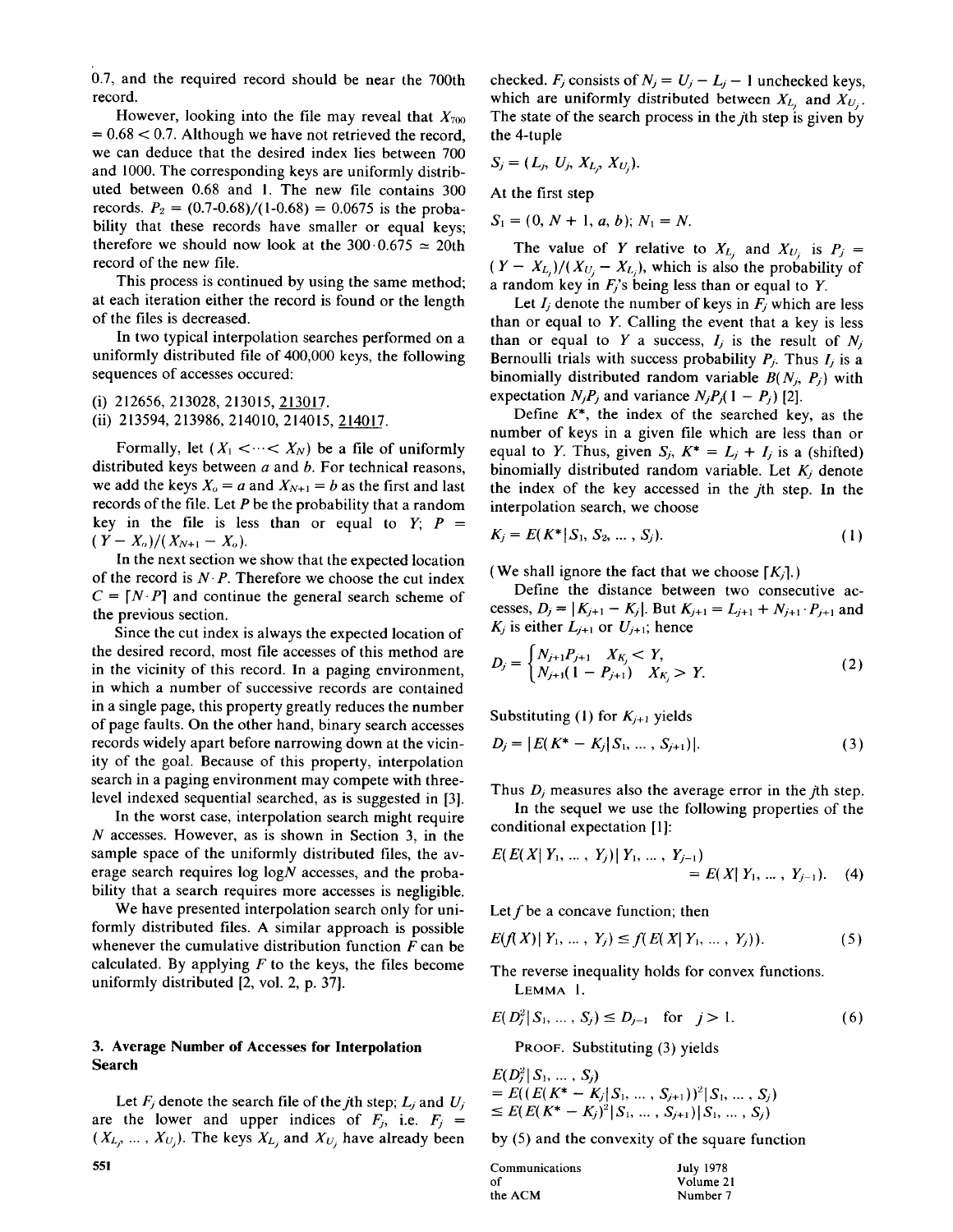0.7, and the required record should be near the 700th record.

However, looking into the file may reveal that $X_{700} = 0.68 < 0.7$. Although we have not retrieved the record, we can deduce that the desired index lies between 700 and 1000. The corresponding keys are uniformly distributed between 0.68 and 1. The new file contains 300 records. $P_2 = (0.7\text{-}0.68)/(1\text{-}0.68) = 0.0675$ is the probability that these records have smaller or equal keys; therefore we should now look at the $300 \cdot 0.675 \simeq 20$th record of the new file.

This process is continued by using the same method; at each iteration either the record is found or the length of the files is decreased.

In two typical interpolation searches performed on a uniformly distributed file of 400,000 keys, the following sequences of accesses occured:

(i) 212656, 213028, 213015, <u>213017</u>.
(ii) 213594, 213986, 214010, 214015, <u>214017</u>.

Formally, let $(X_1 < \cdots < X_N)$ be a file of uniformly distributed keys between $a$ and $b$. For technical reasons, we add the keys $X_o = a$ and $X_{N+1} = b$ as the first and last records of the file. Let $P$ be the probability that a random key in the file is less than or equal to $Y$; $P = (Y - X_o)/(X_{N+1} - X_o)$.

In the next section we show that the expected location of the record is $N \cdot P$. Therefore we choose the cut index $C = \lceil N \cdot P \rceil$ and continue the general search scheme of the previous section.

Since the cut index is always the expected location of the desired record, most file accesses of this method are in the vicinity of this record. In a paging environment, in which a number of successive records are contained in a single page, this property greatly reduces the number of page faults. On the other hand, binary search accesses records widely apart before narrowing down at the vicinity of the goal. Because of this property, interpolation search in a paging environment may compete with three-level indexed sequential searched, as is suggested in [3].

In the worst case, interpolation search might require $N$ accesses. However, as is shown in Section 3, in the sample space of the uniformly distributed files, the average search requires log log$N$ accesses, and the probability that a search requires more accesses is negligible.

We have presented interpolation search only for uniformly distributed files. A similar approach is possible whenever the cumulative distribution function $F$ can be calculated. By applying $F$ to the keys, the files become uniformly distributed [2, vol. 2, p. 37].

## 3. Average Number of Accesses for Interpolation Search

Let $F_j$ denote the search file of the $j$th step; $L_j$ and $U_j$ are the lower and upper indices of $F_j$, i.e. $F_j = (X_{L_j}, \ldots, X_{U_j})$. The keys $X_{L_j}$ and $X_{U_j}$ have already been checked. $F_j$ consists of $N_j = U_j - L_j - 1$ unchecked keys, which are uniformly distributed between $X_{L_j}$ and $X_{U_j}$. The state of the search process in the $j$th step is given by the 4-tuple

$$S_j = (L_j, U_j, X_{L_j}, X_{U_j}).$$

At the first step

$$S_1 = (0, N+1, a, b);\ N_1 = N.$$

The value of $Y$ relative to $X_{L_j}$ and $X_{U_j}$ is $P_j = (Y - X_{L_j})/(X_{U_j} - X_{L_j})$, which is also the probability of a random key in $F_j$'s being less than or equal to $Y$.

Let $I_j$ denote the number of keys in $F_j$ which are less than or equal to $Y$. Calling the event that a key is less than or equal to $Y$ a success, $I_j$ is the result of $N_j$ Bernoulli trials with success probability $P_j$. Thus $I_j$ is a binomially distributed random variable $B(N_j, P_j)$ with expectation $N_jP_j$ and variance $N_jP_j(1 - P_j)$ [2].

Define $K^*$, the index of the searched key, as the number of keys in a given file which are less than or equal to $Y$. Thus, given $S_j$, $K^* = L_j + I_j$ is a (shifted) binomially distributed random variable. Let $K_j$ denote the index of the key accessed in the $j$th step. In the interpolation search, we choose

$$K_j = E(K^* \mid S_1, S_2, \ldots, S_j). \tag{1}$$

(We shall ignore the fact that we choose $\lceil K_j \rceil$.)

Define the distance between two consecutive accesses, $D_j = |K_{j+1} - K_j|$. But $K_{j+1} = L_{j+1} + N_{j+1} \cdot P_{j+1}$ and $K_j$ is either $L_{j+1}$ or $U_{j+1}$; hence

$$D_j = \begin{cases} N_{j+1}P_{j+1} & X_{K_j} < Y, \\ N_{j+1}(1 - P_{j+1}) & X_{K_j} > Y. \end{cases} \tag{2}$$

Substituting (1) for $K_{j+1}$ yields

$$D_j = |E(K^* - K_j \mid S_1, \ldots, S_{j+1})|. \tag{3}$$

Thus $D_j$ measures also the average error in the $j$th step.

In the sequel we use the following properties of the conditional expectation [1]:

$$E(E(X \mid Y_1, \ldots, Y_j) \mid Y_1, \ldots, Y_{j-1}) = E(X \mid Y_1, \ldots, Y_{j-1}). \tag{4}$$

Let $f$ be a concave function; then

$$E(f(X) \mid Y_1, \ldots, Y_j) \leq f(E(X \mid Y_1, \ldots, Y_j)). \tag{5}$$

The reverse inequality holds for convex functions.

LEMMA 1.

$$E(D_j^2 \mid S_1, \ldots, S_j) \leq D_{j-1} \quad \text{for} \quad j > 1. \tag{6}$$

PROOF. Substituting (3) yields

$$\begin{aligned} &E(D_j^2 \mid S_1, \ldots, S_j) \\ &= E((E(K^* - K_j \mid S_1, \ldots, S_{j+1}))^2 \mid S_1, \ldots, S_j) \\ &\leq E(E(K^* - K_j)^2 \mid S_1, \ldots, S_{j+1}) \mid S_1, \ldots, S_j) \end{aligned}$$

by (5) and the convexity of the square function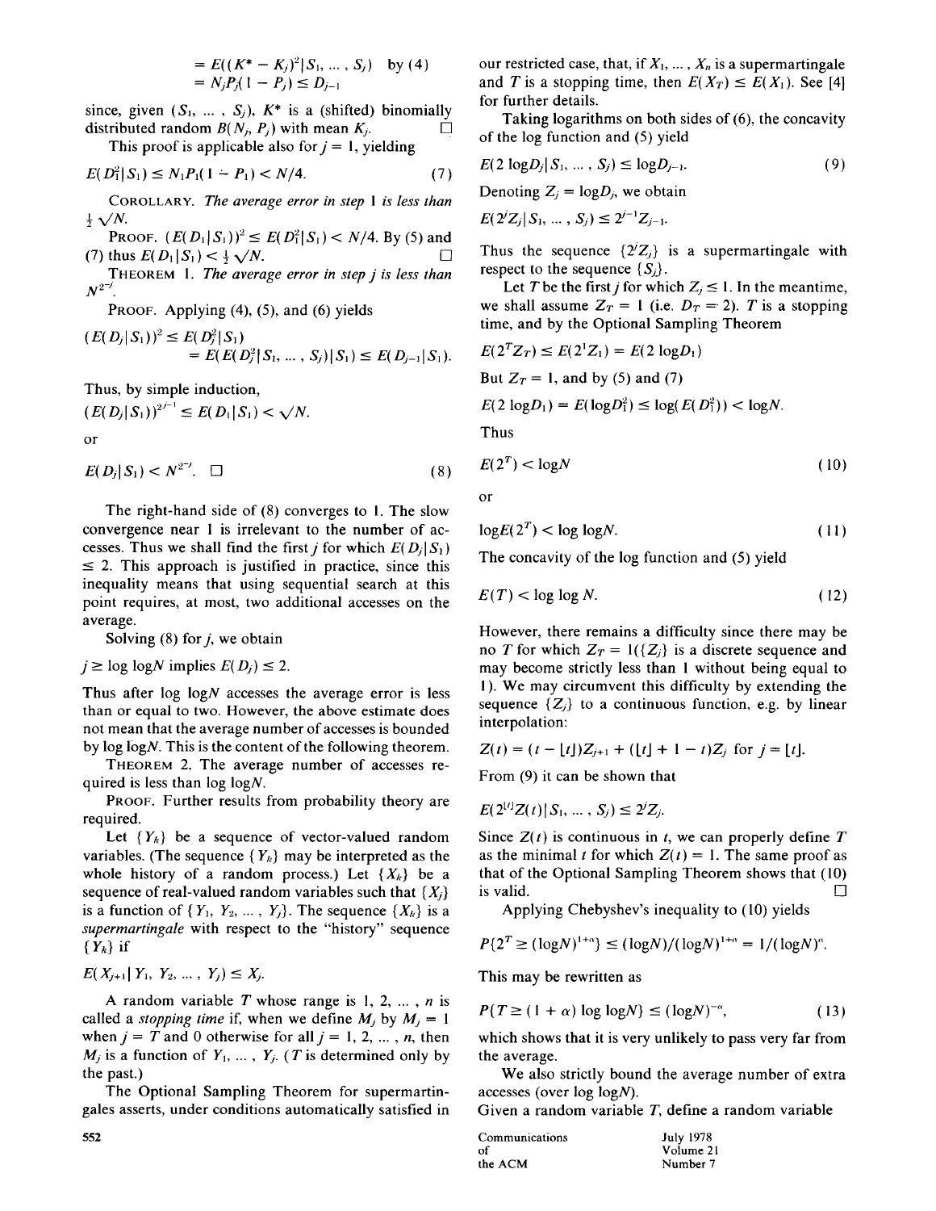$$= E((K^* - K_j)^2 | S_1, \ldots, S_j) \quad \text{by (4)}$$
$$= N_j P_j (1 - P_j) \leq D_{j-1}$$

since, given $(S_1, \ldots, S_j)$, $K^*$ is a (shifted) binomially distributed random $B(N_j, P_j)$ with mean $K_j$. □

This proof is applicable also for $j = 1$, yielding

$$E(D_1^2 | S_1) \leq N_1 P_1 (1 - P_1) < N/4. \tag{7}$$

COROLLARY. *The average error in step* 1 *is less than* $\frac{1}{2}\sqrt{N}$.

PROOF. $(E(D_1|S_1))^2 \leq E(D_1^2|S_1) < N/4$. By (5) and (7) thus $E(D_1|S_1) < \frac{1}{2}\sqrt{N}$. □

THEOREM 1. *The average error in step j is less than* $N^{2^{-j}}$.

PROOF. Applying (4), (5), and (6) yields

$$(E(D_j|S_1))^2 \leq E(D_j^2|S_1)$$
$$= E(E(D_j^2 | S_1, \ldots, S_j)|S_1) \leq E(D_{j-1}|S_1).$$

Thus, by simple induction,

$$(E(D_j|S_1))^{2^{j-1}} \leq E(D_1|S_1) < \sqrt{N}.$$

or

$$E(D_j|S_1) < N^{2^{-j}}. \quad \square \tag{8}$$

The right-hand side of (8) converges to 1. The slow convergence near 1 is irrelevant to the number of accesses. Thus we shall find the first $j$ for which $E(D_j|S_1) \leq 2$. This approach is justified in practice, since this inequality means that using sequential search at this point requires, at most, two additional accesses on the average.

Solving (8) for $j$, we obtain

$j \geq \log\log N$ implies $E(D_j) \leq 2$.

Thus after $\log\log N$ accesses the average error is less than or equal to two. However, the above estimate does not mean that the average number of accesses is bounded by $\log\log N$. This is the content of the following theorem.

THEOREM 2. The average number of accesses required is less than $\log\log N$.

PROOF. Further results from probability theory are required.

Let $\{Y_k\}$ be a sequence of vector-valued random variables. (The sequence $\{Y_k\}$ may be interpreted as the whole history of a random process.) Let $\{X_k\}$ be a sequence of real-valued random variables such that $\{X_j\}$ is a function of $\{Y_1, Y_2, \ldots, Y_j\}$. The sequence $\{X_k\}$ is a *supermartingale* with respect to the "history" sequence $\{Y_k\}$ if

$$E(X_{j+1}|Y_1, Y_2, \ldots, Y_j) \leq X_j.$$

A random variable $T$ whose range is $1, 2, \ldots, n$ is called a *stopping time* if, when we define $M_j$ by $M_j = 1$ when $j = T$ and 0 otherwise for all $j = 1, 2, \ldots, n$, then $M_j$ is a function of $Y_1, \ldots, Y_j$. ($T$ is determined only by the past.)

The Optional Sampling Theorem for supermartingales asserts, under conditions automatically satisfied in our restricted case, that, if $X_1, \ldots, X_n$ is a supermartingale and $T$ is a stopping time, then $E(X_T) \leq E(X_1)$. See [4] for further details.

Taking logarithms on both sides of (6), the concavity of the log function and (5) yield

$$E(2\log D_j|S_1, \ldots, S_j) \leq \log D_{j-1}. \tag{9}$$

Denoting $Z_j = \log D_j$, we obtain

$$E(2^j Z_j|S_1, \ldots, S_j) \leq 2^{j-1} Z_{j-1}.$$

Thus the sequence $\{2^j Z_j\}$ is a supermartingale with respect to the sequence $\{S_j\}$.

Let $T$ be the first $j$ for which $Z_j \leq 1$. In the meantime, we shall assume $Z_T = 1$ (i.e. $D_T = 2$). $T$ is a stopping time, and by the Optional Sampling Theorem

$$E(2^T Z_T) \leq E(2^1 Z_1) = E(2\log D_1)$$

But $Z_T = 1$, and by (5) and (7)

$$E(2\log D_1) = E(\log D_1^2) \leq \log(E(D_1^2)) < \log N.$$

Thus

$$E(2^T) < \log N \tag{10}$$

or

$$\log E(2^T) < \log\log N. \tag{11}$$

The concavity of the log function and (5) yield

$$E(T) < \log\log N. \tag{12}$$

However, there remains a difficulty since there may be no $T$ for which $Z_T = 1$ ($\{Z_j\}$ is a discrete sequence and may become strictly less than 1 without being equal to 1). We may circumvent this difficulty by extending the sequence $\{Z_j\}$ to a continuous function, e.g. by linear interpolation:

$$Z(t) = (t - \lfloor t \rfloor) Z_{j+1} + (\lfloor t \rfloor + 1 - t) Z_j \text{ for } j = \lfloor t \rfloor.$$

From (9) it can be shown that

$$E(2^{[t]} Z(t)|S_1, \ldots, S_j) \leq 2^j Z_j.$$

Since $Z(t)$ is continuous in $t$, we can properly define $T$ as the minimal $t$ for which $Z(t) = 1$. The same proof as that of the Optional Sampling Theorem shows that (10) is valid. □

Applying Chebyshev's inequality to (10) yields

$$P\{2^T \geq (\log N)^{1+\alpha}\} \leq (\log N)/(\log N)^{1+\alpha} = 1/(\log N)^\alpha.$$

This may be rewritten as

$$P\{T \geq (1 + \alpha)\log\log N\} \leq (\log N)^{-\alpha}, \tag{13}$$

which shows that it is very unlikely to pass very far from the average.

We also strictly bound the average number of extra accesses (over $\log\log N$).

Given a random variable $T$, define a random variable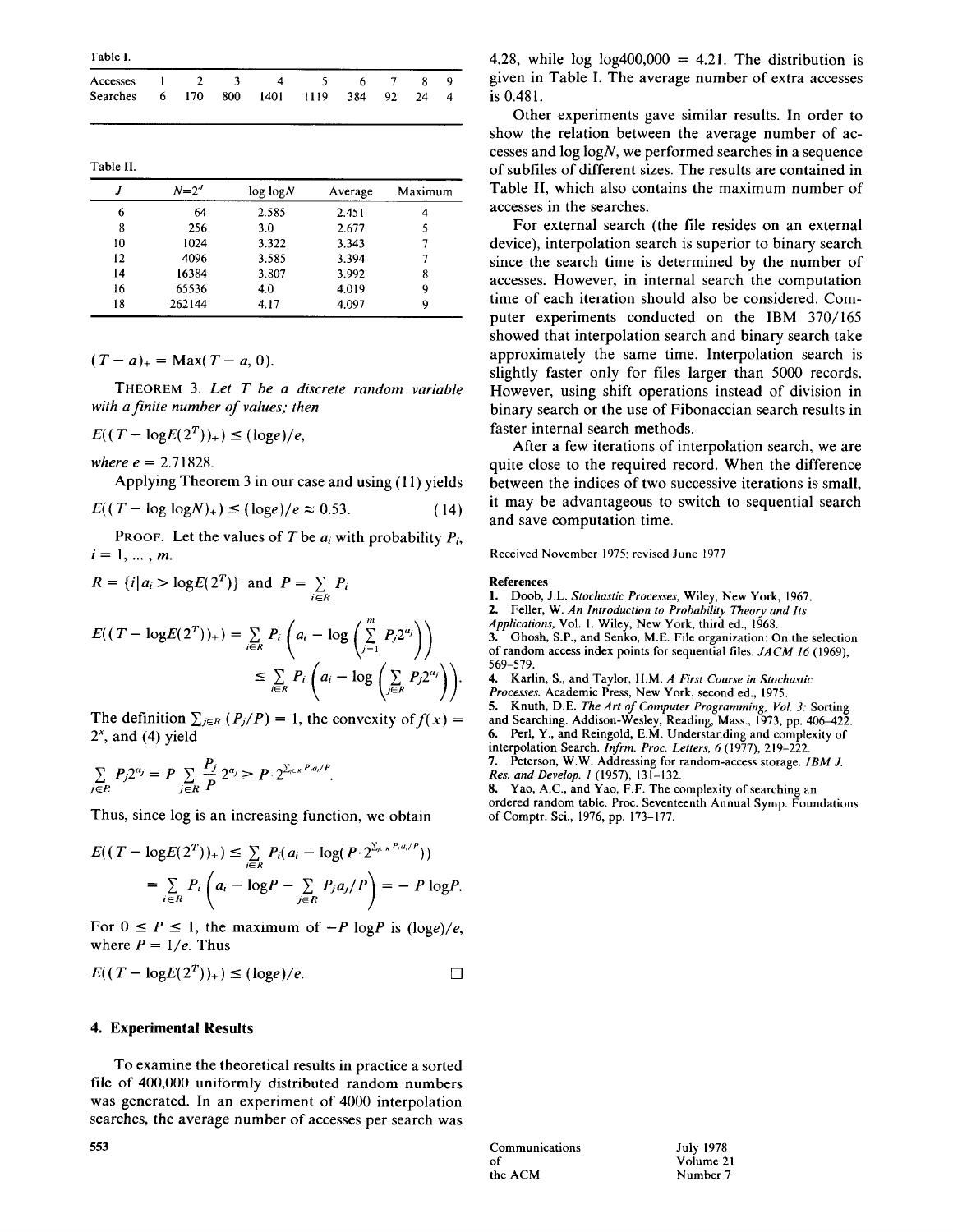Table I.

| Accesses | 1 | 2 | 3 | 4 | 5 | 6 | 7 | 8 | 9 |
|---|---|---|---|---|---|---|---|---|---|
| Searches | 6 | 170 | 800 | 1401 | 1119 | 384 | 92 | 24 | 4 |

Table II.

| $J$ | $N=2^J$ | log log$N$ | Average | Maximum |
|---|---|---|---|---|
| 6 | 64 | 2.585 | 2.451 | 4 |
| 8 | 256 | 3.0 | 2.677 | 5 |
| 10 | 1024 | 3.322 | 3.343 | 7 |
| 12 | 4096 | 3.585 | 3.394 | 7 |
| 14 | 16384 | 3.807 | 3.992 | 8 |
| 16 | 65536 | 4.0 | 4.019 | 9 |
| 18 | 262144 | 4.17 | 4.097 | 9 |

$(T - a)_+ = \text{Max}(T - a, 0)$.

THEOREM 3. *Let $T$ be a discrete random variable with a finite number of values; then*

$$E((T - \log E(2^T))_+) \leq (\log e)/e,$$

*where $e = 2.71828$.*

Applying Theorem 3 in our case and using (11) yields

$$E((T - \log \log N)_+) \leq (\log e)/e \approx 0.53. \tag{14}$$

PROOF. Let the values of $T$ be $a_i$ with probability $P_i$, $i = 1, \ldots, m$.

$$R = \{i \mid a_i > \log E(2^T)\} \text{ and } P = \sum_{i \in R} P_i$$

$$E((T - \log E(2^T))_+) = \sum_{i \in R} P_i \left( a_i - \log \left( \sum_{j=1}^{m} P_j 2^{a_j} \right) \right)$$

$$\leq \sum_{i \in R} P_i \left( a_i - \log \left( \sum_{j \in R} P_j 2^{a_j} \right) \right).$$

The definition $\sum_{j \in R} (P_j/P) = 1$, the convexity of $f(x) = 2^x$, and (4) yield

$$\sum_{j \in R} P_j 2^{a_j} = P \sum_{j \in R} \frac{P_j}{P} 2^{a_j} \geq P \cdot 2^{\sum_{j \in R} P_j a_j / P}.$$

Thus, since log is an increasing function, we obtain

$$E((T - \log E(2^T))_+) \leq \sum_{i \in R} P_i (a_i - \log(P \cdot 2^{\sum_{j \in R} P_j a_j / P}))$$

$$= \sum_{i \in R} P_i \left( a_i - \log P - \sum_{j \in R} P_j a_j / P \right) = -P \log P.$$

For $0 \leq P \leq 1$, the maximum of $-P \log P$ is $(\log e)/e$, where $P = 1/e$. Thus

$$E((T - \log E(2^T))_+) \leq (\log e)/e. \qquad \square$$

## 4. Experimental Results

To examine the theoretical results in practice a sorted file of 400,000 uniformly distributed random numbers was generated. In an experiment of 4000 interpolation searches, the average number of accesses per search was 4.28, while log log400,000 = 4.21. The distribution is given in Table I. The average number of extra accesses is 0.481.

Other experiments gave similar results. In order to show the relation between the average number of accesses and log log$N$, we performed searches in a sequence of subfiles of different sizes. The results are contained in Table II, which also contains the maximum number of accesses in the searches.

For external search (the file resides on an external device), interpolation search is superior to binary search since the search time is determined by the number of accesses. However, in internal search the computation time of each iteration should also be considered. Computer experiments conducted on the IBM 370/165 showed that interpolation search and binary search take approximately the same time. Interpolation search is slightly faster only for files larger than 5000 records. However, using shift operations instead of division in binary search or the use of Fibonaccian search results in faster internal search methods.

After a few iterations of interpolation search, we are quite close to the required record. When the difference between the indices of two successive iterations is small, it may be advantageous to switch to sequential search and save computation time.

Received November 1975; revised June 1977

### References

1. Doob, J.L. *Stochastic Processes*, Wiley, New York, 1967.
2. Feller, W. *An Introduction to Probability Theory and Its Applications*, Vol. 1. Wiley, New York, third ed., 1968.
3. Ghosh, S.P., and Senko, M.E. File organization: On the selection of random access index points for sequential files. *JACM 16* (1969), 569–579.
4. Karlin, S., and Taylor, H.M. *A First Course in Stochastic Processes*. Academic Press, New York, second ed., 1975.
5. Knuth, D.E. *The Art of Computer Programming, Vol. 3:* Sorting and Searching. Addison-Wesley, Reading, Mass., 1973, pp. 406–422.
6. Perl, Y., and Reingold, E.M. Understanding and complexity of interpolation Search. *Infrm. Proc. Letters, 6* (1977), 219–222.
7. Peterson, W.W. Addressing for random-access storage. *IBM J. Res. and Develop. 1* (1957), 131–132.
8. Yao, A.C., and Yao, F.F. The complexity of searching an ordered random table. Proc. Seventeenth Annual Symp. Foundations of Comptr. Sci., 1976, pp. 173–177.